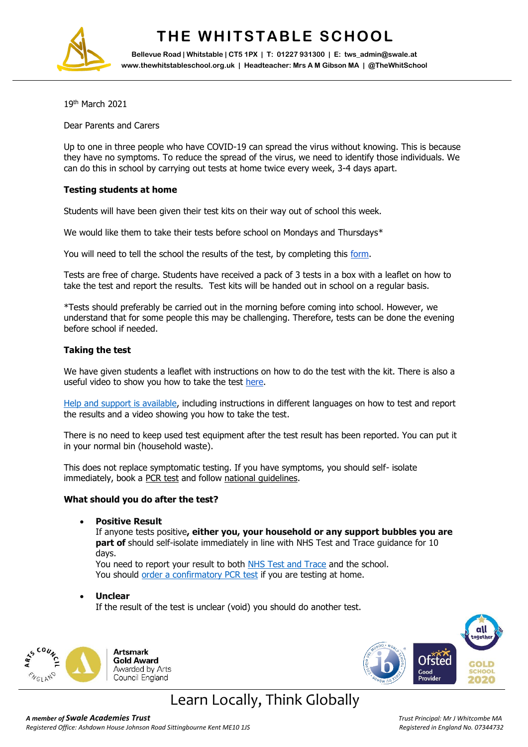# THE WHITSTABLE SCHOOL

Bellevue Road | Whitstable | CT5 1PX | T: 01227 931300 | E: tws_admin@swale.at
www.thewhitstableschool.org.uk | Headteacher: Mrs A M Gibson MA | @TheWhitSchool

19th March 2021

Dear Parents and Carers

Up to one in three people who have COVID-19 can spread the virus without knowing. This is because they have no symptoms. To reduce the spread of the virus, we need to identify those individuals. We can do this in school by carrying out tests at home twice every week, 3-4 days apart.

**Testing students at home**

Students will have been given their test kits on their way out of school this week.

We would like them to take their tests before school on Mondays and Thursdays*

You will need to tell the school the results of the test, by completing this form.

Tests are free of charge. Students have received a pack of 3 tests in a box with a leaflet on how to take the test and report the results. Test kits will be handed out in school on a regular basis.

*Tests should preferably be carried out in the morning before coming into school. However, we understand that for some people this may be challenging. Therefore, tests can be done the evening before school if needed.

**Taking the test**

We have given students a leaflet with instructions on how to do the test with the kit. There is also a useful video to show you how to take the test here.

Help and support is available, including instructions in different languages on how to test and report the results and a video showing you how to take the test.

There is no need to keep used test equipment after the test result has been reported. You can put it in your normal bin (household waste).

This does not replace symptomatic testing. If you have symptoms, you should self- isolate immediately, book a PCR test and follow national guidelines.

**What should you do after the test?**

- **Positive Result**
  If anyone tests positive**, either you, your household or any support bubbles you are part of** should self-isolate immediately in line with NHS Test and Trace guidance for 10 days.
  You need to report your result to both NHS Test and Trace and the school.
  You should order a confirmatory PCR test if you are testing at home.

- **Unclear**
  If the result of the test is unclear (void) you should do another test.

Artsmark **Gold Award** Awarded by Arts Council England

Learn Locally, Think Globally

*A member of* ***Swale Academies Trust***
*Registered Office: Ashdown House Johnson Road Sittingbourne Kent ME10 1JS*

*Trust Principal: Mr J Whitcombe MA*
*Registered in England No. 07344732*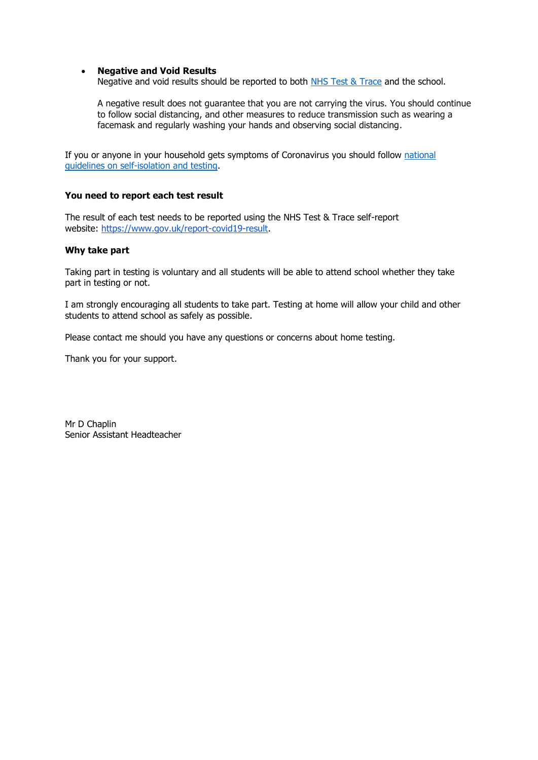- **Negative and Void Results**
  Negative and void results should be reported to both [NHS Test & Trace]() and the school.

  A negative result does not guarantee that you are not carrying the virus. You should continue to follow social distancing, and other measures to reduce transmission such as wearing a facemask and regularly washing your hands and observing social distancing.

If you or anyone in your household gets symptoms of Coronavirus you should follow [national guidelines on self-isolation and testing]().

**You need to report each test result**

The result of each test needs to be reported using the NHS Test & Trace self-report website: [https://www.gov.uk/report-covid19-result](https://www.gov.uk/report-covid19-result).

**Why take part**

Taking part in testing is voluntary and all students will be able to attend school whether they take part in testing or not.

I am strongly encouraging all students to take part. Testing at home will allow your child and other students to attend school as safely as possible.

Please contact me should you have any questions or concerns about home testing.

Thank you for your support.

Mr D Chaplin
Senior Assistant Headteacher